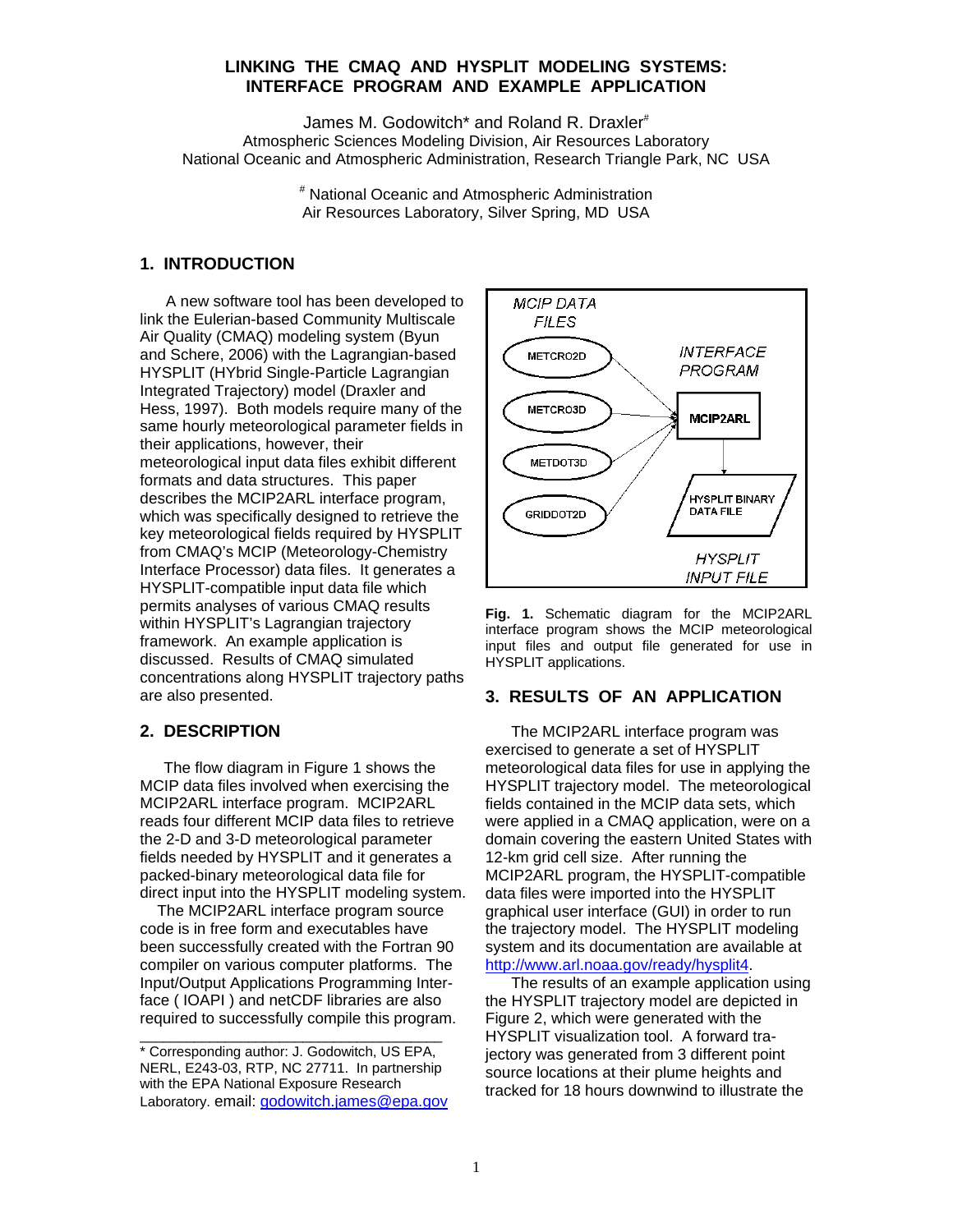# LINKING THE CMAQ AND HYSPLIT MODELING SYSTEMS: INTERFACE PROGRAM AND EXAMPLE APPLICATION

James M. Godowitch* and Roland R. Draxler[#]
Atmospheric Sciences Modeling Division, Air Resources Laboratory
National Oceanic and Atmospheric Administration, Research Triangle Park, NC USA

[#] National Oceanic and Atmospheric Administration
Air Resources Laboratory, Silver Spring, MD USA

## 1. INTRODUCTION

A new software tool has been developed to link the Eulerian-based Community Multiscale Air Quality (CMAQ) modeling system (Byun and Schere, 2006) with the Lagrangian-based HYSPLIT (HYbrid Single-Particle Lagrangian Integrated Trajectory) model (Draxler and Hess, 1997). Both models require many of the same hourly meteorological parameter fields in their applications, however, their meteorological input data files exhibit different formats and data structures. This paper describes the MCIP2ARL interface program, which was specifically designed to retrieve the key meteorological fields required by HYSPLIT from CMAQ's MCIP (Meteorology-Chemistry Interface Processor) data files. It generates a HYSPLIT-compatible input data file which permits analyses of various CMAQ results within HYSPLIT's Lagrangian trajectory framework. An example application is discussed. Results of CMAQ simulated concentrations along HYSPLIT trajectory paths are also presented.

## 2. DESCRIPTION

The flow diagram in Figure 1 shows the MCIP data files involved when exercising the MCIP2ARL interface program. MCIP2ARL reads four different MCIP data files to retrieve the 2-D and 3-D meteorological parameter fields needed by HYSPLIT and it generates a packed-binary meteorological data file for direct input into the HYSPLIT modeling system.

The MCIP2ARL interface program source code is in free form and executables have been successfully created with the Fortran 90 compiler on various computer platforms. The Input/Output Applications Programming Interface ( IOAPI ) and netCDF libraries are also required to successfully compile this program.

MCIP DATA FILES: METCRO2D, METCRO3D, METDOT3D, GRIDDOT2D → INTERFACE PROGRAM: MCIP2ARL → HYSPLIT BINARY DATA FILE (HYSPLIT INPUT FILE)

**Fig. 1.** Schematic diagram for the MCIP2ARL interface program shows the MCIP meteorological input files and output file generated for use in HYSPLIT applications.

## 3. RESULTS OF AN APPLICATION

The MCIP2ARL interface program was exercised to generate a set of HYSPLIT meteorological data files for use in applying the HYSPLIT trajectory model. The meteorological fields contained in the MCIP data sets, which were applied in a CMAQ application, were on a domain covering the eastern United States with 12-km grid cell size. After running the MCIP2ARL program, the HYSPLIT-compatible data files were imported into the HYSPLIT graphical user interface (GUI) in order to run the trajectory model. The HYSPLIT modeling system and its documentation are available at http://www.arl.noaa.gov/ready/hysplit4.

The results of an example application using the HYSPLIT trajectory model are depicted in Figure 2, which were generated with the HYSPLIT visualization tool. A forward trajectory was generated from 3 different point source locations at their plume heights and tracked for 18 hours downwind to illustrate the

---

\* Corresponding author: J. Godowitch, US EPA, NERL, E243-03, RTP, NC 27711. In partnership with the EPA National Exposure Research Laboratory. email: godowitch.james@epa.gov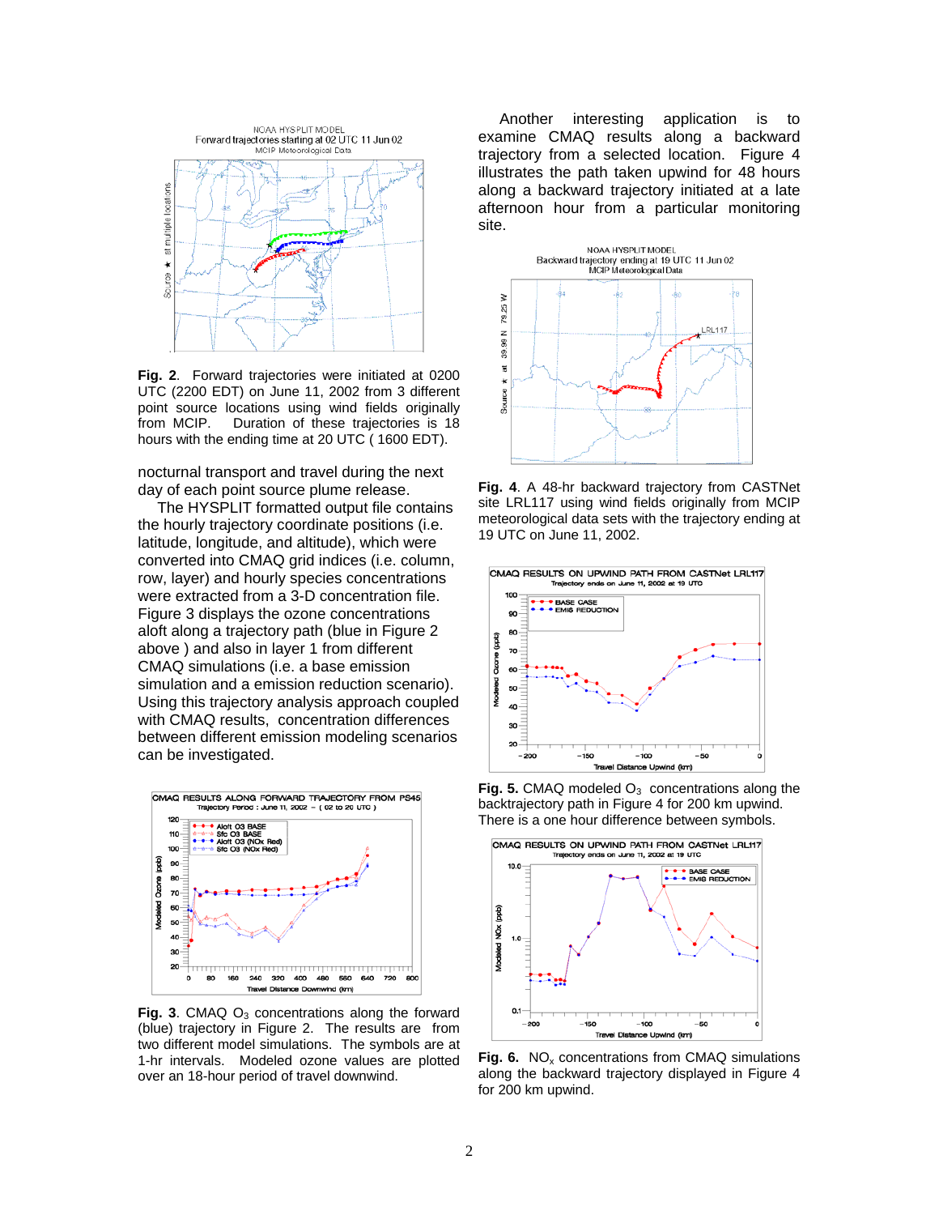**Fig. 2**. Forward trajectories were initiated at 0200 UTC (2200 EDT) on June 11, 2002 from 3 different point source locations using wind fields originally from MCIP. Duration of these trajectories is 18 hours with the ending time at 20 UTC ( 1600 EDT).

nocturnal transport and travel during the next day of each point source plume release.

The HYSPLIT formatted output file contains the hourly trajectory coordinate positions (i.e. latitude, longitude, and altitude), which were converted into CMAQ grid indices (i.e. column, row, layer) and hourly species concentrations were extracted from a 3-D concentration file. Figure 3 displays the ozone concentrations aloft along a trajectory path (blue in Figure 2 above ) and also in layer 1 from different CMAQ simulations (i.e. a base emission simulation and a emission reduction scenario). Using this trajectory analysis approach coupled with CMAQ results, concentration differences between different emission modeling scenarios can be investigated.

**Fig. 3**. CMAQ $O_3$ concentrations along the forward (blue) trajectory in Figure 2. The results are from two different model simulations. The symbols are at 1-hr intervals. Modeled ozone values are plotted over an 18-hour period of travel downwind.

Another interesting application is to examine CMAQ results along a backward trajectory from a selected location. Figure 4 illustrates the path taken upwind for 48 hours along a backward trajectory initiated at a late afternoon hour from a particular monitoring site.

**Fig. 4**. A 48-hr backward trajectory from CASTNet site LRL117 using wind fields originally from MCIP meteorological data sets with the trajectory ending at 19 UTC on June 11, 2002.

**Fig. 5.** CMAQ modeled $O_3$ concentrations along the backtrajectory path in Figure 4 for 200 km upwind. There is a one hour difference between symbols.

**Fig. 6.** $NO_x$ concentrations from CMAQ simulations along the backward trajectory displayed in Figure 4 for 200 km upwind.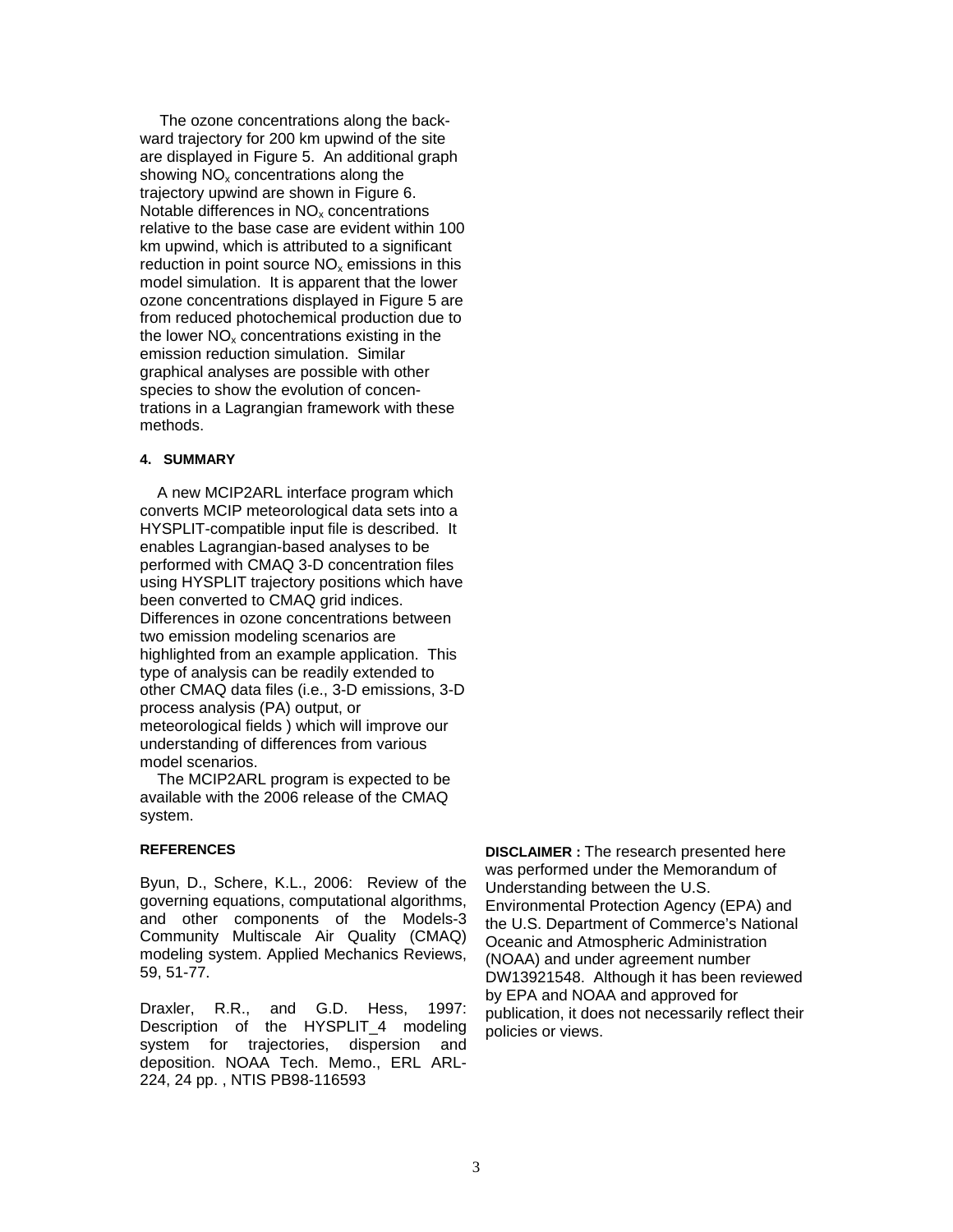The ozone concentrations along the backward trajectory for 200 km upwind of the site are displayed in Figure 5. An additional graph showing $NO_x$ concentrations along the trajectory upwind are shown in Figure 6. Notable differences in $NO_x$ concentrations relative to the base case are evident within 100 km upwind, which is attributed to a significant reduction in point source $NO_x$ emissions in this model simulation. It is apparent that the lower ozone concentrations displayed in Figure 5 are from reduced photochemical production due to the lower $NO_x$ concentrations existing in the emission reduction simulation. Similar graphical analyses are possible with other species to show the evolution of concentrations in a Lagrangian framework with these methods.

#### 4. SUMMARY

A new MCIP2ARL interface program which converts MCIP meteorological data sets into a HYSPLIT-compatible input file is described. It enables Lagrangian-based analyses to be performed with CMAQ 3-D concentration files using HYSPLIT trajectory positions which have been converted to CMAQ grid indices. Differences in ozone concentrations between two emission modeling scenarios are highlighted from an example application. This type of analysis can be readily extended to other CMAQ data files (i.e., 3-D emissions, 3-D process analysis (PA) output, or meteorological fields ) which will improve our understanding of differences from various model scenarios.

The MCIP2ARL program is expected to be available with the 2006 release of the CMAQ system.

#### REFERENCES

Byun, D., Schere, K.L., 2006: Review of the governing equations, computational algorithms, and other components of the Models-3 Community Multiscale Air Quality (CMAQ) modeling system. Applied Mechanics Reviews, 59, 51-77.

Draxler, R.R., and G.D. Hess, 1997: Description of the HYSPLIT_4 modeling system for trajectories, dispersion and deposition. NOAA Tech. Memo., ERL ARL-224, 24 pp. , NTIS PB98-116593

**DISCLAIMER :** The research presented here was performed under the Memorandum of Understanding between the U.S. Environmental Protection Agency (EPA) and the U.S. Department of Commerce's National Oceanic and Atmospheric Administration (NOAA) and under agreement number DW13921548. Although it has been reviewed by EPA and NOAA and approved for publication, it does not necessarily reflect their policies or views.